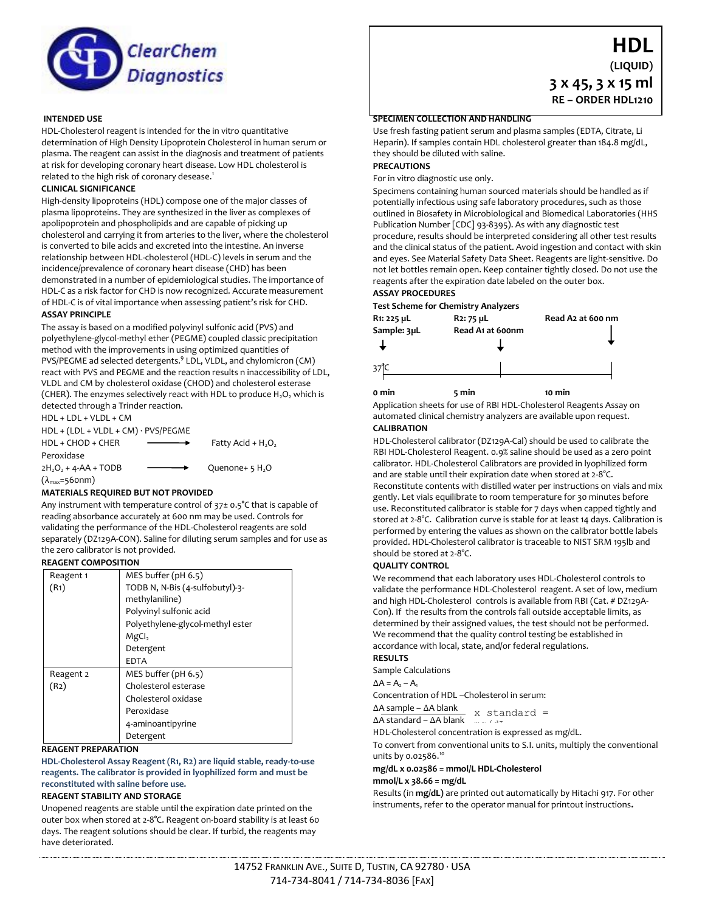ClearChem Diagnostics

# HDL

**(LIQUID)**

**3 x 45, 3 x 15 ml**

**RE – ORDER HDL1210**

**INTENDED USE**

HDL-Cholesterol reagent is intended for the in vitro quantitative determination of High Density Lipoprotein Cholesterol in human serum or plasma. The reagent can assist in the diagnosis and treatment of patients at risk for developing coronary heart disease. Low HDL cholesterol is related to the high risk of coronary desease.[1]

**CLINICAL SIGNIFICANCE**

High-density lipoproteins (HDL) compose one of the major classes of plasma lipoproteins. They are synthesized in the liver as complexes of apolipoprotein and phospholipids and are capable of picking up cholesterol and carrying it from arteries to the liver, where the cholesterol is converted to bile acids and excreted into the intestine. An inverse relationship between HDL-cholesterol (HDL-C) levels in serum and the incidence/prevalence of coronary heart disease (CHD) has been demonstrated in a number of epidemiological studies. The importance of HDL-C as a risk factor for CHD is now recognized. Accurate measurement of HDL-C is of vital importance when assessing patient's risk for CHD.

**ASSAY PRINCIPLE**

The assay is based on a modified polyvinyl sulfonic acid (PVS) and polyethylene-glycol-methyl ether (PEGME) coupled classic precipitation method with the improvements in using optimized quantities of PVS/PEGME ad selected detergents.[9] LDL, VLDL, and chylomicron (CM) react with PVS and PEGME and the reaction results n inaccessibility of LDL, VLDL and CM by cholesterol oxidase (CHOD) and cholesterol esterase (CHER). The enzymes selectively react with HDL to produce $H_2O_2$ which is detected through a Trinder reaction.

HDL + LDL + VLDL + CM

HDL + (LDL + VLDL + CM) · PVS/PEGME

HDL + CHOD + CHER ⟶ Fatty Acid + $H_2O_2$

Peroxidase

$2H_2O_2$ + 4-AA + TODB ⟶ Quenone+ 5 $H_2O$

($\lambda_{max}$=560nm)

**MATERIALS REQUIRED BUT NOT PROVIDED**

Any instrument with temperature control of 37± 0.5°C that is capable of reading absorbance accurately at 600 nm may be used. Controls for validating the performance of the HDL-Cholesterol reagents are sold separately (DZ129A-CON). Saline for diluting serum samples and for use as the zero calibrator is not provided.

**REAGENT COMPOSITION**

| | |
|---|---|
| Reagent 1 (R1) | MES buffer (pH 6.5)<br>TODB N, N-Bis (4-sulfobutyl)-3-methylaniline)<br>Polyvinyl sulfonic acid<br>Polyethylene-glycol-methyl ester<br>$MgCl_2$<br>Detergent<br>EDTA |
| Reagent 2 (R2) | MES buffer (pH 6.5)<br>Cholesterol esterase<br>Cholesterol oxidase<br>Peroxidase<br>4-aminoantipyrine<br>Detergent |

**REAGENT PREPARATION**

**HDL-Cholesterol Assay Reagent (R1, R2) are liquid stable, ready-to-use reagents. The calibrator is provided in lyophilized form and must be reconstituted with saline before use.**

**REAGENT STABILITY AND STORAGE**

Unopened reagents are stable until the expiration date printed on the outer box when stored at 2-8°C. Reagent on-board stability is at least 60 days. The reagent solutions should be clear. If turbid, the reagents may have deteriorated.

**SPECIMEN COLLECTION AND HANDLING**

Use fresh fasting patient serum and plasma samples (EDTA, Citrate, Li Heparin). If samples contain HDL cholesterol greater than 184.8 mg/dL, they should be diluted with saline.

**PRECAUTIONS**

For in vitro diagnostic use only.

Specimens containing human sourced materials should be handled as if potentially infectious using safe laboratory procedures, such as those outlined in Biosafety in Microbiological and Biomedical Laboratories (HHS Publication Number [CDC] 93-8395). As with any diagnostic test procedure, results should be interpreted considering all other test results and the clinical status of the patient. Avoid ingestion and contact with skin and eyes. See Material Safety Data Sheet. Reagents are light-sensitive. Do not let bottles remain open. Keep container tightly closed. Do not use the reagents after the expiration date labeled on the outer box.

**ASSAY PROCEDURES**

**Test Scheme for Chemistry Analyzers**

| 0 min | 5 min | 10 min |
|---|---|---|
| R1: 225 µL<br>Sample: 3µL | R2: 75 µL<br>Read A1 at 600nm | Read A2 at 600 nm |

37°C

Application sheets for use of RBI HDL-Cholesterol Reagents Assay on automated clinical chemistry analyzers are available upon request.

**CALIBRATION**

HDL-Cholesterol calibrator (DZ129A-Cal) should be used to calibrate the RBI HDL-Cholesterol Reagent. 0.9% saline should be used as a zero point calibrator. HDL-Cholesterol Calibrators are provided in lyophilized form and are stable until their expiration date when stored at 2-8°C. Reconstitute contents with distilled water per instructions on vials and mix gently. Let vials equilibrate to room temperature for 30 minutes before use. Reconstituted calibrator is stable for 7 days when capped tightly and stored at 2-8°C. Calibration curve is stable for at least 14 days. Calibration is performed by entering the values as shown on the calibrator bottle labels provided. HDL-Cholesterol calibrator is traceable to NIST SRM 195lb and should be stored at 2-8°C.

**QUALITY CONTROL**

We recommend that each laboratory uses HDL-Cholesterol controls to validate the performance HDL-Cholesterol reagent. A set of low, medium and high HDL-Cholesterol controls is available from RBI (Cat. # DZ129A-Con). If the results from the controls fall outside acceptable limits, as determined by their assigned values, the test should not be performed. We recommend that the quality control testing be established in accordance with local, state, and/or federal regulations.

**RESULTS**

Sample Calculations

$\Delta A = A_2 - A_1$

Concentration of HDL –Cholesterol in serum:

$$\frac{\Delta A\ \text{sample} - \Delta A\ \text{blank}}{\Delta A\ \text{standard} - \Delta A\ \text{blank}} \times \text{standard} =$$

HDL-Cholesterol concentration is expressed as mg/dL.

To convert from conventional units to S.I. units, multiply the conventional units by 0.02586.[10]

**mg/dL x 0.02586 = mmol/L HDL-Cholesterol**

**mmol/L x 38.66 = mg/dL**

Results (in **mg/dL**) are printed out automatically by Hitachi 917. For other instruments, refer to the operator manual for printout instructions**.**

14752 Franklin Ave., Suite D, Tustin, CA 92780 · USA
714-734-8041 / 714-734-8036 [Fax]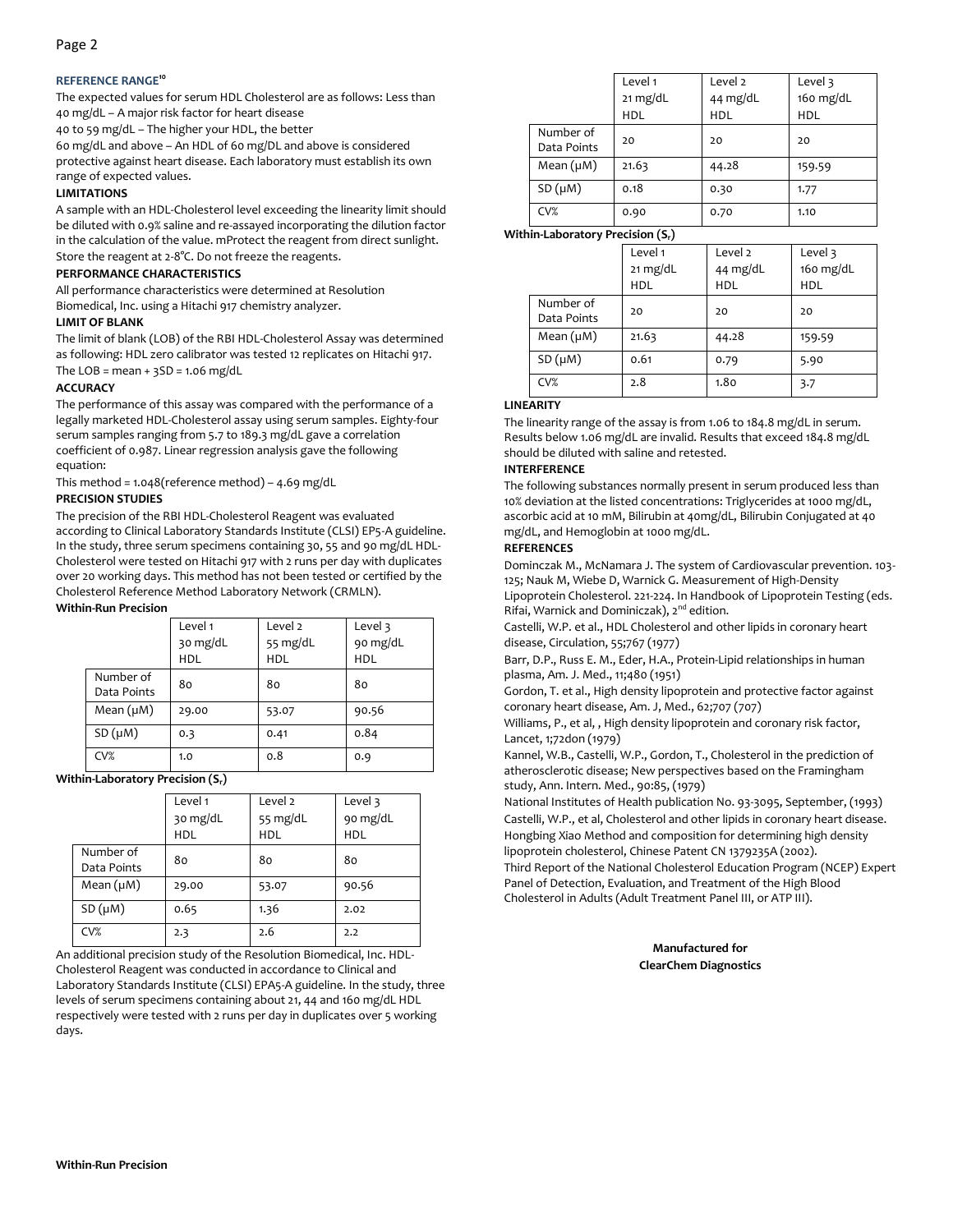### REFERENCE RANGE[10]

The expected values for serum HDL Cholesterol are as follows: Less than 40 mg/dL – A major risk factor for heart disease

40 to 59 mg/dL – The higher your HDL, the better

60 mg/dL and above – An HDL of 60 mg/DL and above is considered protective against heart disease. Each laboratory must establish its own range of expected values.

### LIMITATIONS

A sample with an HDL-Cholesterol level exceeding the linearity limit should be diluted with 0.9% saline and re-assayed incorporating the dilution factor in the calculation of the value. mProtect the reagent from direct sunlight. Store the reagent at 2-8°C. Do not freeze the reagents.

### PERFORMANCE CHARACTERISTICS

All performance characteristics were determined at Resolution Biomedical, Inc. using a Hitachi 917 chemistry analyzer.

### LIMIT OF BLANK

The limit of blank (LOB) of the RBI HDL-Cholesterol Assay was determined as following: HDL zero calibrator was tested 12 replicates on Hitachi 917. The LOB = mean + 3SD = 1.06 mg/dL

### ACCURACY

The performance of this assay was compared with the performance of a legally marketed HDL-Cholesterol assay using serum samples. Eighty-four serum samples ranging from 5.7 to 189.3 mg/dL gave a correlation coefficient of 0.987. Linear regression analysis gave the following equation:

This method = 1.048(reference method) – 4.69 mg/dL

### PRECISION STUDIES

The precision of the RBI HDL-Cholesterol Reagent was evaluated according to Clinical Laboratory Standards Institute (CLSI) EP5-A guideline. In the study, three serum specimens containing 30, 55 and 90 mg/dL HDL-Cholesterol were tested on Hitachi 917 with 2 runs per day with duplicates over 20 working days. This method has not been tested or certified by the Cholesterol Reference Method Laboratory Network (CRMLN).

**Within-Run Precision**

| | Level 1 30 mg/dL HDL | Level 2 55 mg/dL HDL | Level 3 90 mg/dL HDL |
|---|---|---|---|
| Number of Data Points | 80 | 80 | 80 |
| Mean (μM) | 29.00 | 53.07 | 90.56 |
| SD (μM) | 0.3 | 0.41 | 0.84 |
| CV% | 1.0 | 0.8 | 0.9 |

**Within-Laboratory Precision ($S_T$)**

| | Level 1 30 mg/dL HDL | Level 2 55 mg/dL HDL | Level 3 90 mg/dL HDL |
|---|---|---|---|
| Number of Data Points | 80 | 80 | 80 |
| Mean (μM) | 29.00 | 53.07 | 90.56 |
| SD (μM) | 0.65 | 1.36 | 2.02 |
| CV% | 2.3 | 2.6 | 2.2 |

An additional precision study of the Resolution Biomedical, Inc. HDL-Cholesterol Reagent was conducted in accordance to Clinical and Laboratory Standards Institute (CLSI) EPA5-A guideline. In the study, three levels of serum specimens containing about 21, 44 and 160 mg/dL HDL respectively were tested with 2 runs per day in duplicates over 5 working days.

**Within-Run Precision**

| | Level 1 21 mg/dL HDL | Level 2 44 mg/dL HDL | Level 3 160 mg/dL HDL |
|---|---|---|---|
| Number of Data Points | 20 | 20 | 20 |
| Mean (μM) | 21.63 | 44.28 | 159.59 |
| SD (μM) | 0.18 | 0.30 | 1.77 |
| CV% | 0.90 | 0.70 | 1.10 |

**Within-Laboratory Precision ($S_T$)**

| | Level 1 21 mg/dL HDL | Level 2 44 mg/dL HDL | Level 3 160 mg/dL HDL |
|---|---|---|---|
| Number of Data Points | 20 | 20 | 20 |
| Mean (μM) | 21.63 | 44.28 | 159.59 |
| SD (μM) | 0.61 | 0.79 | 5.90 |
| CV% | 2.8 | 1.80 | 3.7 |

### LINEARITY

The linearity range of the assay is from 1.06 to 184.8 mg/dL in serum. Results below 1.06 mg/dL are invalid. Results that exceed 184.8 mg/dL should be diluted with saline and retested.

### INTERFERENCE

The following substances normally present in serum produced less than 10% deviation at the listed concentrations: Triglycerides at 1000 mg/dL, ascorbic acid at 10 mM, Bilirubin at 40mg/dL, Bilirubin Conjugated at 40 mg/dL, and Hemoglobin at 1000 mg/dL.

### REFERENCES

Domincczak M., McNamara J. The system of Cardiovascular prevention. 103-125; Nauk M, Wiebe D, Warnick G. Measurement of High-Density Lipoprotein Cholesterol. 221-224. In Handbook of Lipoprotein Testing (eds. Rifai, Warnick and Dominiczak), 2nd edition.

Castelli, W.P. et al., HDL Cholesterol and other lipids in coronary heart disease, Circulation, 55;767 (1977)

Barr, D.P., Russ E. M., Eder, H.A., Protein-Lipid relationships in human plasma, Am. J. Med., 11;480 (1951)

Gordon, T. et al., High density lipoprotein and protective factor against coronary heart disease, Am. J, Med., 62;707 (707)

Williams, P., et al, , High density lipoprotein and coronary risk factor, Lancet, 1;72don (1979)

Kannel, W.B., Castelli, W.P., Gordon, T., Cholesterol in the prediction of atherosclerotic disease; New perspectives based on the Framingham study, Ann. Intern. Med., 90:85, (1979)

National Institutes of Health publication No. 93-3095, September, (1993)

Castelli, W.P., et al, Cholesterol and other lipids in coronary heart disease.

Hongbing Xiao Method and composition for determining high density lipoprotein cholesterol, Chinese Patent CN 1379235A (2002).

Third Report of the National Cholesterol Education Program (NCEP) Expert Panel of Detection, Evaluation, and Treatment of the High Blood Cholesterol in Adults (Adult Treatment Panel III, or ATP III).

**Manufactured for**
**ClearChem Diagnostics**